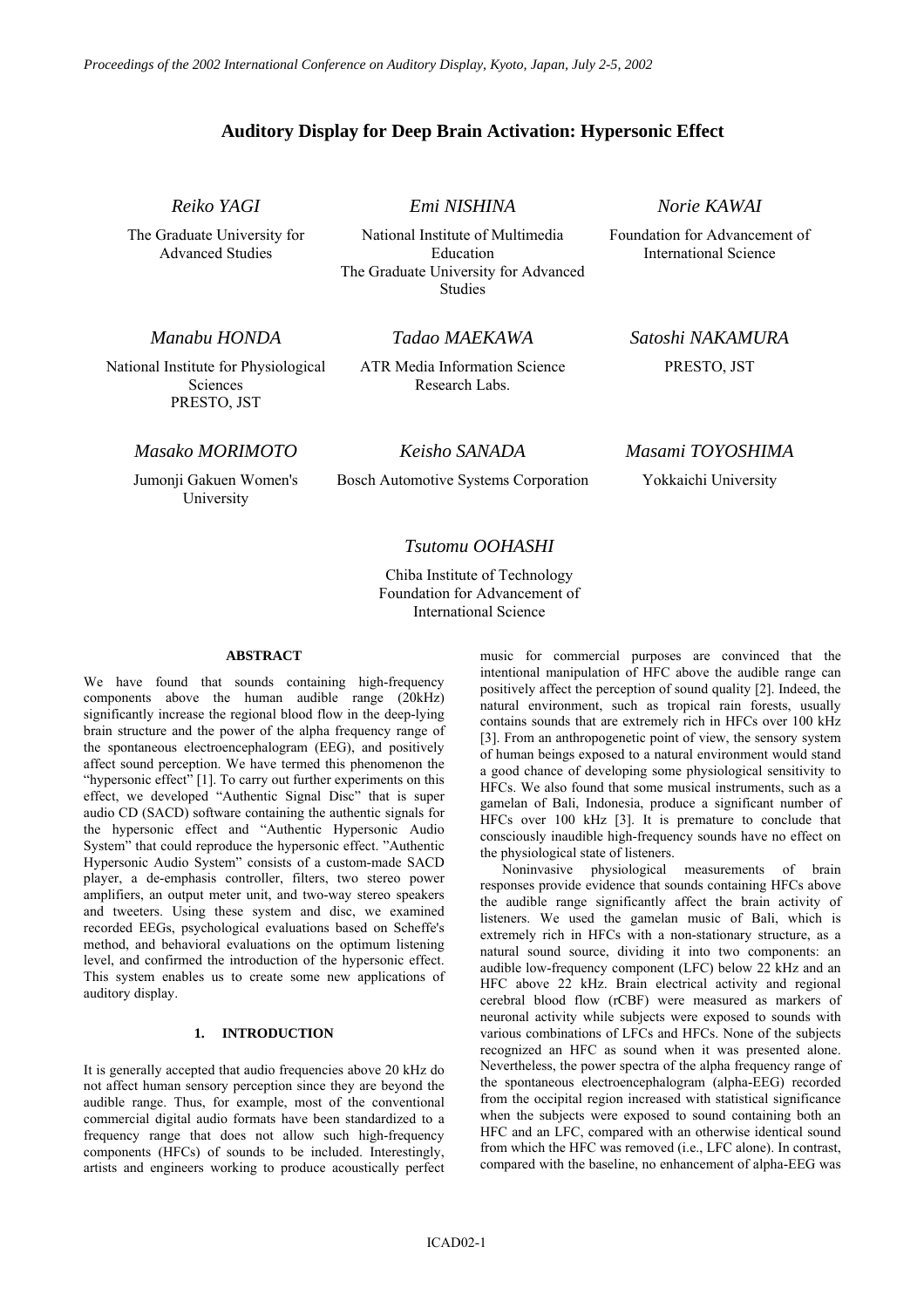# Auditory Display for Deep Brain Activation: Hypersonic Effect

*Reiko YAGI*
The Graduate University for Advanced Studies

*Emi NISHINA*
National Institute of Multimedia Education
The Graduate University for Advanced Studies

*Norie KAWAI*
Foundation for Advancement of International Science

*Manabu HONDA*
National Institute for Physiological Sciences
PRESTO, JST

*Tadao MAEKAWA*
ATR Media Information Science Research Labs.

*Satoshi NAKAMURA*
PRESTO, JST

*Masako MORIMOTO*
Jumonji Gakuen Women's University

*Keisho SANADA*
Bosch Automotive Systems Corporation

*Masami TOYOSHIMA*
Yokkaichi University

*Tsutomu OOHASHI*
Chiba Institute of Technology
Foundation for Advancement of International Science

## ABSTRACT

We have found that sounds containing high-frequency components above the human audible range (20kHz) significantly increase the regional blood flow in the deep-lying brain structure and the power of the alpha frequency range of the spontaneous electroencephalogram (EEG), and positively affect sound perception. We have termed this phenomenon the "hypersonic effect" [1]. To carry out further experiments on this effect, we developed "Authentic Signal Disc" that is super audio CD (SACD) software containing the authentic signals for the hypersonic effect and "Authentic Hypersonic Audio System" that could reproduce the hypersonic effect. "Authentic Hypersonic Audio System" consists of a custom-made SACD player, a de-emphasis controller, filters, two stereo power amplifiers, an output meter unit, and two-way stereo speakers and tweeters. Using these system and disc, we examined recorded EEGs, psychological evaluations based on Scheffe's method, and behavioral evaluations on the optimum listening level, and confirmed the introduction of the hypersonic effect. This system enables us to create some new applications of auditory display.

## 1. INTRODUCTION

It is generally accepted that audio frequencies above 20 kHz do not affect human sensory perception since they are beyond the audible range. Thus, for example, most of the conventional commercial digital audio formats have been standardized to a frequency range that does not allow such high-frequency components (HFCs) of sounds to be included. Interestingly, artists and engineers working to produce acoustically perfect music for commercial purposes are convinced that the intentional manipulation of HFC above the audible range can positively affect the perception of sound quality [2]. Indeed, the natural environment, such as tropical rain forests, usually contains sounds that are extremely rich in HFCs over 100 kHz [3]. From an anthropogenetic point of view, the sensory system of human beings exposed to a natural environment would stand a good chance of developing some physiological sensitivity to HFCs. We also found that some musical instruments, such as a gamelan of Bali, Indonesia, produce a significant number of HFCs over 100 kHz [3]. It is premature to conclude that consciously inaudible high-frequency sounds have no effect on the physiological state of listeners.

Noninvasive physiological measurements of brain responses provide evidence that sounds containing HFCs above the audible range significantly affect the brain activity of listeners. We used the gamelan music of Bali, which is extremely rich in HFCs with a non-stationary structure, as a natural sound source, dividing it into two components: an audible low-frequency component (LFC) below 22 kHz and an HFC above 22 kHz. Brain electrical activity and regional cerebral blood flow (rCBF) were measured as markers of neuronal activity while subjects were exposed to sounds with various combinations of LFCs and HFCs. None of the subjects recognized an HFC as sound when it was presented alone. Nevertheless, the power spectra of the alpha frequency range of the spontaneous electroencephalogram (alpha-EEG) recorded from the occipital region increased with statistical significance when the subjects were exposed to sound containing both an HFC and an LFC, compared with an otherwise identical sound from which the HFC was removed (i.e., LFC alone). In contrast, compared with the baseline, no enhancement of alpha-EEG was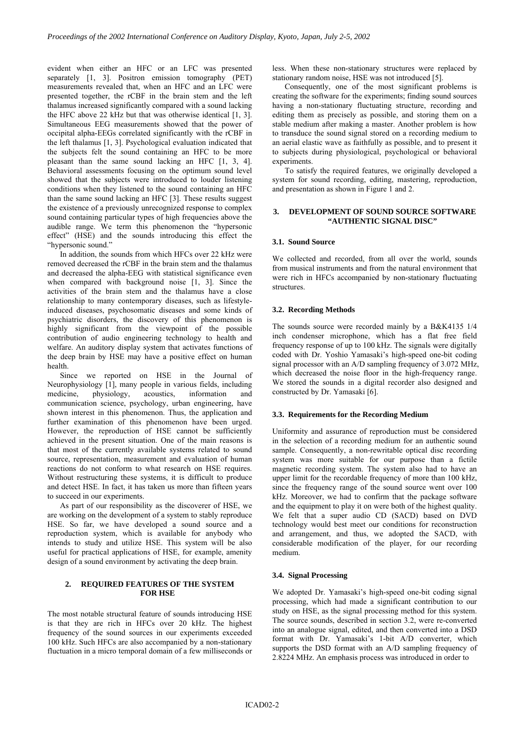evident when either an HFC or an LFC was presented separately [1, 3]. Positron emission tomography (PET) measurements revealed that, when an HFC and an LFC were presented together, the rCBF in the brain stem and the left thalamus increased significantly compared with a sound lacking the HFC above 22 kHz but that was otherwise identical [1, 3]. Simultaneous EEG measurements showed that the power of occipital alpha-EEGs correlated significantly with the rCBF in the left thalamus [1, 3]. Psychological evaluation indicated that the subjects felt the sound containing an HFC to be more pleasant than the same sound lacking an HFC [1, 3, 4]. Behavioral assessments focusing on the optimum sound level showed that the subjects were introduced to louder listening conditions when they listened to the sound containing an HFC than the same sound lacking an HFC [3]. These results suggest the existence of a previously unrecognized response to complex sound containing particular types of high frequencies above the audible range. We term this phenomenon the "hypersonic effect" (HSE) and the sounds introducing this effect the "hypersonic sound."

In addition, the sounds from which HFCs over 22 kHz were removed decreased the rCBF in the brain stem and the thalamus and decreased the alpha-EEG with statistical significance even when compared with background noise [1, 3]. Since the activities of the brain stem and the thalamus have a close relationship to many contemporary diseases, such as lifestyle-induced diseases, psychosomatic diseases and some kinds of psychiatric disorders, the discovery of this phenomenon is highly significant from the viewpoint of the possible contribution of audio engineering technology to health and welfare. An auditory display system that activates functions of the deep brain by HSE may have a positive effect on human health.

Since we reported on HSE in the Journal of Neurophysiology [1], many people in various fields, including medicine, physiology, acoustics, information and communication science, psychology, urban engineering, have shown interest in this phenomenon. Thus, the application and further examination of this phenomenon have been urged. However, the reproduction of HSE cannot be sufficiently achieved in the present situation. One of the main reasons is that most of the currently available systems related to sound source, representation, measurement and evaluation of human reactions do not conform to what research on HSE requires. Without restructuring these systems, it is difficult to produce and detect HSE. In fact, it has taken us more than fifteen years to succeed in our experiments.

As part of our responsibility as the discoverer of HSE, we are working on the development of a system to stably reproduce HSE. So far, we have developed a sound source and a reproduction system, which is available for anybody who intends to study and utilize HSE. This system will be also useful for practical applications of HSE, for example, amenity design of a sound environment by activating the deep brain.

## 2. REQUIRED FEATURES OF THE SYSTEM FOR HSE

The most notable structural feature of sounds introducing HSE is that they are rich in HFCs over 20 kHz. The highest frequency of the sound sources in our experiments exceeded 100 kHz. Such HFCs are also accompanied by a non-stationary fluctuation in a micro temporal domain of a few milliseconds or less. When these non-stationary structures were replaced by stationary random noise, HSE was not introduced [5].

Consequently, one of the most significant problems is creating the software for the experiments; finding sound sources having a non-stationary fluctuating structure, recording and editing them as precisely as possible, and storing them on a stable medium after making a master. Another problem is how to transduce the sound signal stored on a recording medium to an aerial elastic wave as faithfully as possible, and to present it to subjects during physiological, psychological or behavioral experiments.

To satisfy the required features, we originally developed a system for sound recording, editing, mastering, reproduction, and presentation as shown in Figure 1 and 2.

## 3. DEVELOPMENT OF SOUND SOURCE SOFTWARE "AUTHENTIC SIGNAL DISC"

### 3.1. Sound Source

We collected and recorded, from all over the world, sounds from musical instruments and from the natural environment that were rich in HFCs accompanied by non-stationary fluctuating structures.

### 3.2. Recording Methods

The sounds source were recorded mainly by a B&K4135 1/4 inch condenser microphone, which has a flat free field frequency response of up to 100 kHz. The signals were digitally coded with Dr. Yoshio Yamasaki's high-speed one-bit coding signal processor with an A/D sampling frequency of 3.072 MHz, which decreased the noise floor in the high-frequency range. We stored the sounds in a digital recorder also designed and constructed by Dr. Yamasaki [6].

### 3.3. Requirements for the Recording Medium

Uniformity and assurance of reproduction must be considered in the selection of a recording medium for an authentic sound sample. Consequently, a non-rewritable optical disc recording system was more suitable for our purpose than a fictile magnetic recording system. The system also had to have an upper limit for the recordable frequency of more than 100 kHz, since the frequency range of the sound source went over 100 kHz. Moreover, we had to confirm that the package software and the equipment to play it on were both of the highest quality. We felt that a super audio CD (SACD) based on DVD technology would best meet our conditions for reconstruction and arrangement, and thus, we adopted the SACD, with considerable modification of the player, for our recording medium.

### 3.4. Signal Processing

We adopted Dr. Yamasaki's high-speed one-bit coding signal processing, which had made a significant contribution to our study on HSE, as the signal processing method for this system. The source sounds, described in section 3.2, were re-converted into an analogue signal, edited, and then converted into a DSD format with Dr. Yamasaki's 1-bit A/D converter, which supports the DSD format with an A/D sampling frequency of 2.8224 MHz. An emphasis process was introduced in order to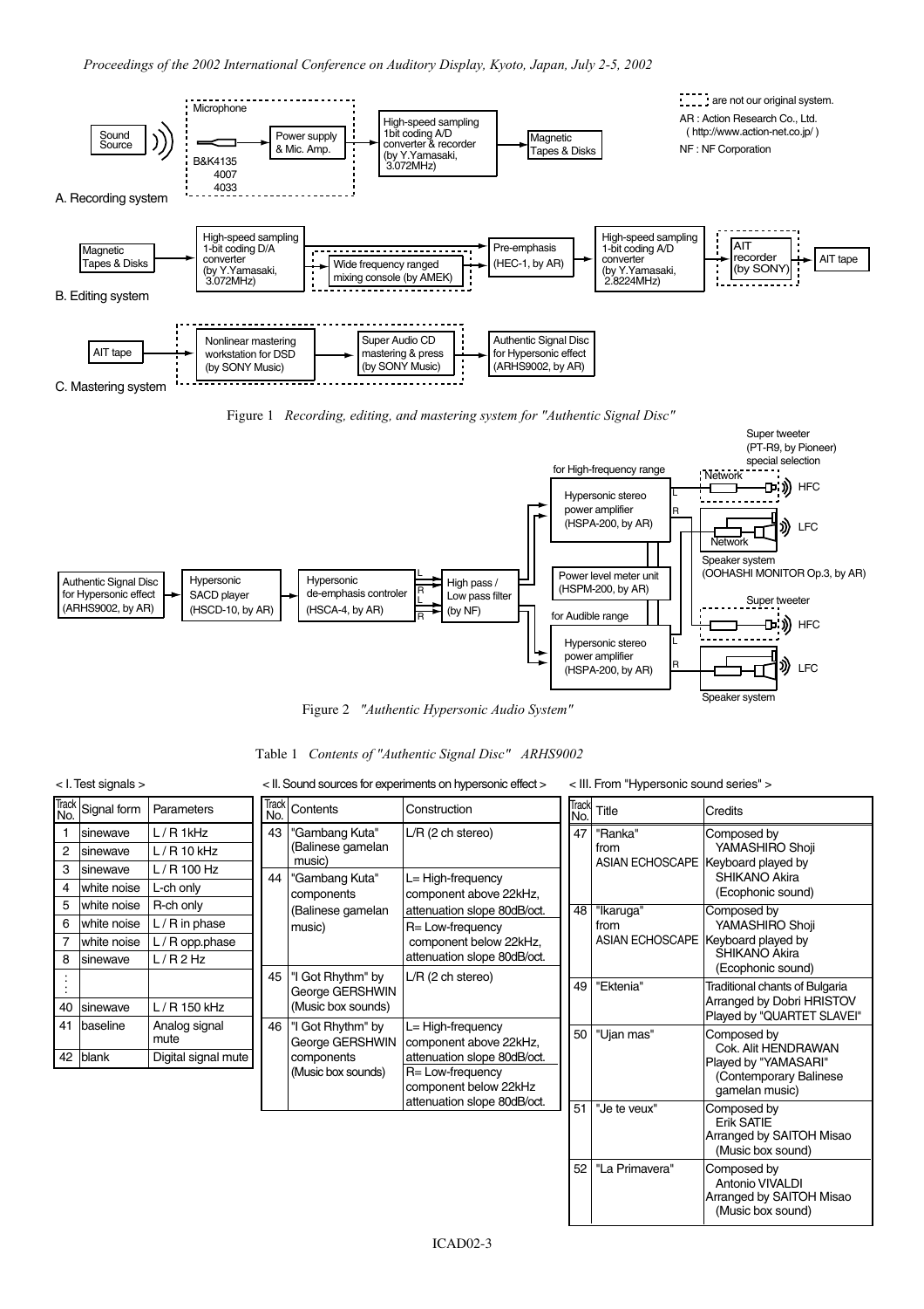Figure 1 *Recording, editing, and mastering system for "Authentic Signal Disc"*

Figure 2 *"Authentic Hypersonic Audio System"*

Table 1 *Contents of "Authentic Signal Disc" ARHS9002*

< I. Test signals >

| Track No. | Signal form | Parameters |
|---|---|---|
| 1 | sinewave | L / R 1kHz |
| 2 | sinewave | L / R 10 kHz |
| 3 | sinewave | L / R 100 Hz |
| 4 | white noise | L-ch only |
| 5 | white noise | R-ch only |
| 6 | white noise | L / R in phase |
| 7 | white noise | L / R opp.phase |
| 8 | sinewave | L / R 2 Hz |
| ⋮ | | |
| 40 | sinewave | L / R 150 kHz |
| 41 | baseline | Analog signal mute |
| 42 | blank | Digital signal mute |

< II. Sound sources for experiments on hypersonic effect >

| Track No. | Contents | Construction |
|---|---|---|
| 43 | "Gambang Kuta" (Balinese gamelan music) | L/R (2 ch stereo) |
| 44 | "Gambang Kuta" components (Balinese gamelan music) | L= High-frequency component above 22kHz, attenuation slope 80dB/oct. R= Low-frequency component below 22kHz, attenuation slope 80dB/oct. |
| 45 | "I Got Rhythm" by George GERSHWIN (Music box sounds) | L/R (2 ch stereo) |
| 46 | "I Got Rhythm" by George GERSHWIN components (Music box sounds) | L= High-frequency component above 22kHz, attenuation slope 80dB/oct. R= Low-frequency component below 22kHz attenuation slope 80dB/oct. |

< III. From "Hypersonic sound series" >

| Track No. | Title | Credits |
|---|---|---|
| 47 | "Ranka" from ASIAN ECHOSCAPE | Composed by YAMASHIRO Shoji Keyboard played by SHIKANO Akira (Ecophonic sound) |
| 48 | "Ikaruga" from ASIAN ECHOSCAPE | Composed by YAMASHIRO Shoji Keyboard played by SHIKANO Akira (Ecophonic sound) |
| 49 | "Ektenia" | Traditional chants of Bulgaria Arranged by Dobri HRISTOV Played by "QUARTET SLAVEI" |
| 50 | "Ujan mas" | Composed by Cok. Alit HENDRAWAN Played by "YAMASARI" (Contemporary Balinese gamelan music) |
| 51 | "Je te veux" | Composed by Erik SATIE Arranged by SAITOH Misao (Music box sound) |
| 52 | "La Primavera" | Composed by Antonio VIVALDI Arranged by SAITOH Misao (Music box sound) |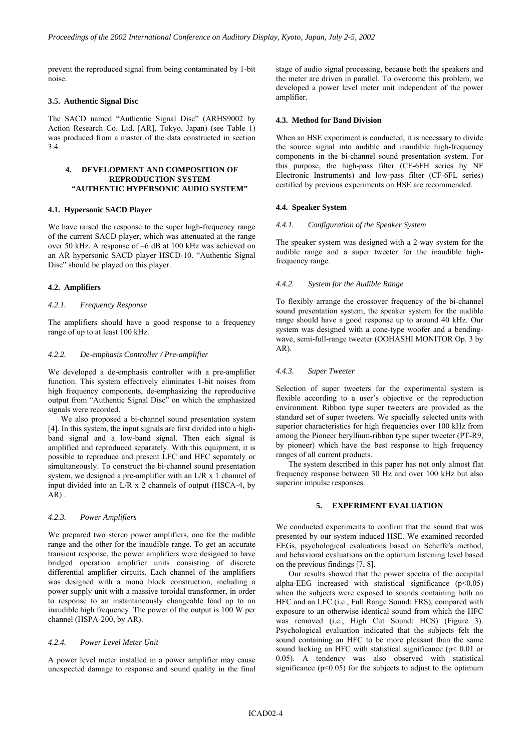prevent the reproduced signal from being contaminated by 1-bit noise.

### 3.5. Authentic Signal Disc

The SACD named "Authentic Signal Disc" (ARHS9002 by Action Research Co. Ltd. [AR], Tokyo, Japan) (see Table 1) was produced from a master of the data constructed in section 3.4.

## 4. DEVELOPMENT AND COMPOSITION OF REPRODUCTION SYSTEM "AUTHENTIC HYPERSONIC AUDIO SYSTEM"

### 4.1. Hypersonic SACD Player

We have raised the response to the super high-frequency range of the current SACD player, which was attenuated at the range over 50 kHz. A response of –6 dB at 100 kHz was achieved on an AR hypersonic SACD player HSCD-10. "Authentic Signal Disc" should be played on this player.

### 4.2. Amplifiers

#### *4.2.1. Frequency Response*

The amplifiers should have a good response to a frequency range of up to at least 100 kHz.

#### *4.2.2. De-emphasis Controller / Pre-amplifier*

We developed a de-emphasis controller with a pre-amplifier function. This system effectively eliminates 1-bit noises from high frequency components, de-emphasizing the reproductive output from "Authentic Signal Disc" on which the emphasized signals were recorded.

We also proposed a bi-channel sound presentation system [4]. In this system, the input signals are first divided into a high-band signal and a low-band signal. Then each signal is amplified and reproduced separately. With this equipment, it is possible to reproduce and present LFC and HFC separately or simultaneously. To construct the bi-channel sound presentation system, we designed a pre-amplifier with an L/R x 1 channel of input divided into an L/R x 2 channels of output (HSCA-4, by AR) .

#### *4.2.3. Power Amplifiers*

We prepared two stereo power amplifiers, one for the audible range and the other for the inaudible range. To get an accurate transient response, the power amplifiers were designed to have bridged operation amplifier units consisting of discrete differential amplifier circuits. Each channel of the amplifiers was designed with a mono block construction, including a power supply unit with a massive toroidal transformer, in order to response to an instantaneously changeable load up to an inaudible high frequency. The power of the output is 100 W per channel (HSPA-200, by AR).

#### *4.2.4. Power Level Meter Unit*

A power level meter installed in a power amplifier may cause unexpected damage to response and sound quality in the final stage of audio signal processing, because both the speakers and the meter are driven in parallel. To overcome this problem, we developed a power level meter unit independent of the power amplifier.

### 4.3. Method for Band Division

When an HSE experiment is conducted, it is necessary to divide the source signal into audible and inaudible high-frequency components in the bi-channel sound presentation system. For this purpose, the high-pass filter (CF-6FH series by NF Electronic Instruments) and low-pass filter (CF-6FL series) certified by previous experiments on HSE are recommended.

### 4.4. Speaker System

#### *4.4.1. Configuration of the Speaker System*

The speaker system was designed with a 2-way system for the audible range and a super tweeter for the inaudible high-frequency range.

#### *4.4.2. System for the Audible Range*

To flexibly arrange the crossover frequency of the bi-channel sound presentation system, the speaker system for the audible range should have a good response up to around 40 kHz. Our system was designed with a cone-type woofer and a bending-wave, semi-full-range tweeter (OOHASHI MONITOR Op. 3 by AR).

#### *4.4.3. Super Tweeter*

Selection of super tweeters for the experimental system is flexible according to a user's objective or the reproduction environment. Ribbon type super tweeters are provided as the standard set of super tweeters. We specially selected units with superior characteristics for high frequencies over 100 kHz from among the Pioneer beryllium-ribbon type super tweeter (PT-R9, by pioneer) which have the best response to high frequency ranges of all current products.

The system described in this paper has not only almost flat frequency response between 30 Hz and over 100 kHz but also superior impulse responses.

## 5. EXPERIMENT EVALUATION

We conducted experiments to confirm that the sound that was presented by our system induced HSE. We examined recorded EEGs, psychological evaluations based on Scheffe's method, and behavioral evaluations on the optimum listening level based on the previous findings [7, 8].

Our results showed that the power spectra of the occipital alpha-EEG increased with statistical significance ($p<0.05$) when the subjects were exposed to sounds containing both an HFC and an LFC (i.e., Full Range Sound: FRS), compared with exposure to an otherwise identical sound from which the HFC was removed (i.e., High Cut Sound: HCS) (Figure 3). Psychological evaluation indicated that the subjects felt the sound containing an HFC to be more pleasant than the same sound lacking an HFC with statistical significance ($p< 0.01$ or $0.05$). A tendency was also observed with statistical significance ($p<0.05$) for the subjects to adjust to the optimum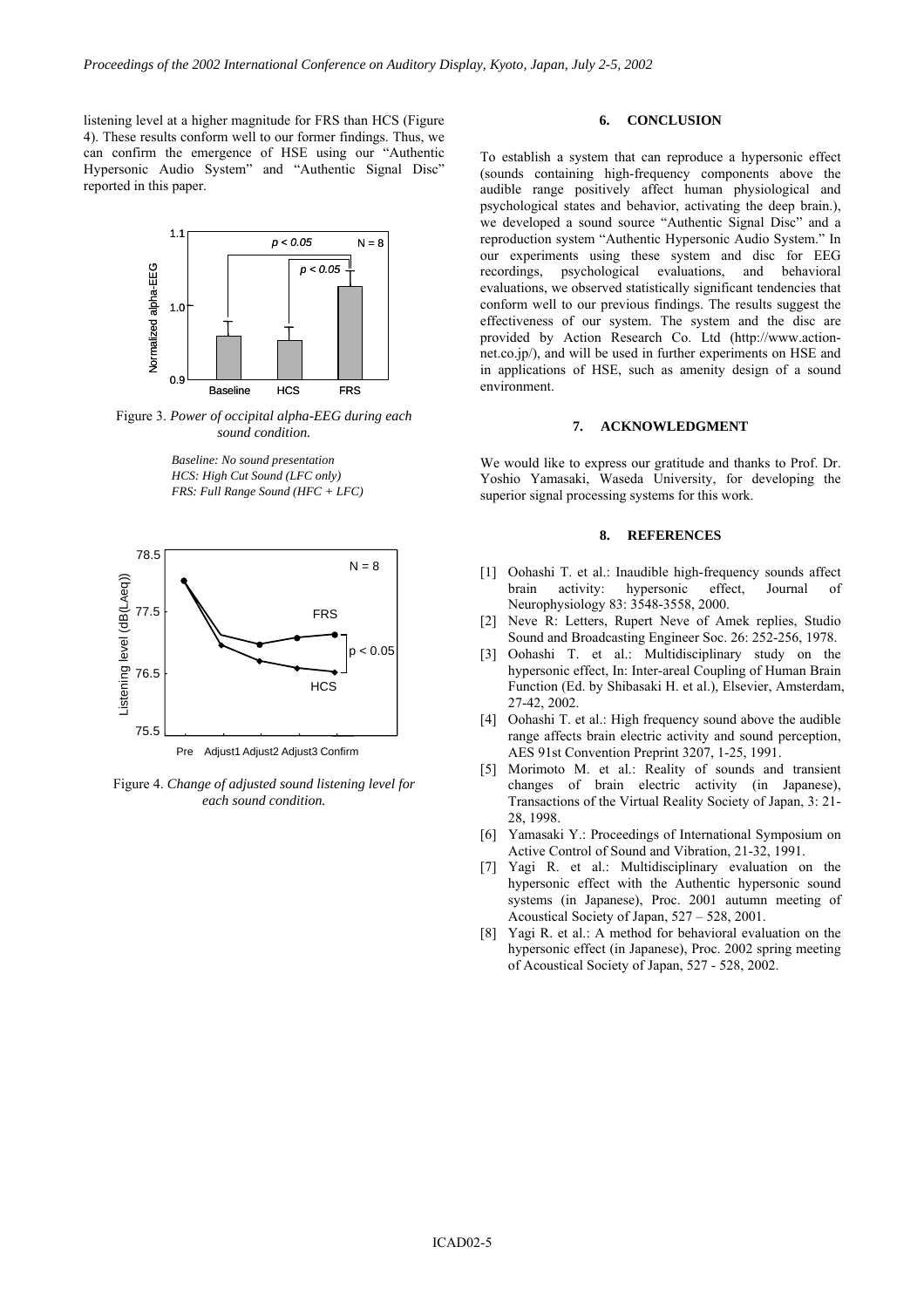listening level at a higher magnitude for FRS than HCS (Figure 4). These results conform well to our former findings. Thus, we can confirm the emergence of HSE using our "Authentic Hypersonic Audio System" and "Authentic Signal Disc" reported in this paper.

Figure 3. *Power of occipital alpha-EEG during each sound condition.*

*Baseline: No sound presentation*
*HCS: High Cut Sound (LFC only)*
*FRS: Full Range Sound (HFC + LFC)*

Figure 4. *Change of adjusted sound listening level for each sound condition.*

## 6. CONCLUSION

To establish a system that can reproduce a hypersonic effect (sounds containing high-frequency components above the audible range positively affect human physiological and psychological states and behavior, activating the deep brain.), we developed a sound source "Authentic Signal Disc" and a reproduction system "Authentic Hypersonic Audio System." In our experiments using these system and disc for EEG recordings, psychological evaluations, and behavioral evaluations, we observed statistically significant tendencies that conform well to our previous findings. The results suggest the effectiveness of our system. The system and the disc are provided by Action Research Co. Ltd (http://www.action-net.co.jp/), and will be used in further experiments on HSE and in applications of HSE, such as amenity design of a sound environment.

## 7. ACKNOWLEDGMENT

We would like to express our gratitude and thanks to Prof. Dr. Yoshio Yamasaki, Waseda University, for developing the superior signal processing systems for this work.

## 8. REFERENCES

[1] Oohashi T. et al.: Inaudible high-frequency sounds affect brain activity: hypersonic effect, Journal of Neurophysiology 83: 3548-3558, 2000.

[2] Neve R: Letters, Rupert Neve of Amek replies, Studio Sound and Broadcasting Engineer Soc. 26: 252-256, 1978.

[3] Oohashi T. et al.: Multidisciplinary study on the hypersonic effect, In: Inter-areal Coupling of Human Brain Function (Ed. by Shibasaki H. et al.), Elsevier, Amsterdam, 27-42, 2002.

[4] Oohashi T. et al.: High frequency sound above the audible range affects brain electric activity and sound perception, AES 91st Convention Preprint 3207, 1-25, 1991.

[5] Morimoto M. et al.: Reality of sounds and transient changes of brain electric activity (in Japanese), Transactions of the Virtual Reality Society of Japan, 3: 21-28, 1998.

[6] Yamasaki Y.: Proceedings of International Symposium on Active Control of Sound and Vibration, 21-32, 1991.

[7] Yagi R. et al.: Multidisciplinary evaluation on the hypersonic effect with the Authentic hypersonic sound systems (in Japanese), Proc. 2001 autumn meeting of Acoustical Society of Japan, 527 – 528, 2001.

[8] Yagi R. et al.: A method for behavioral evaluation on the hypersonic effect (in Japanese), Proc. 2002 spring meeting of Acoustical Society of Japan, 527 - 528, 2002.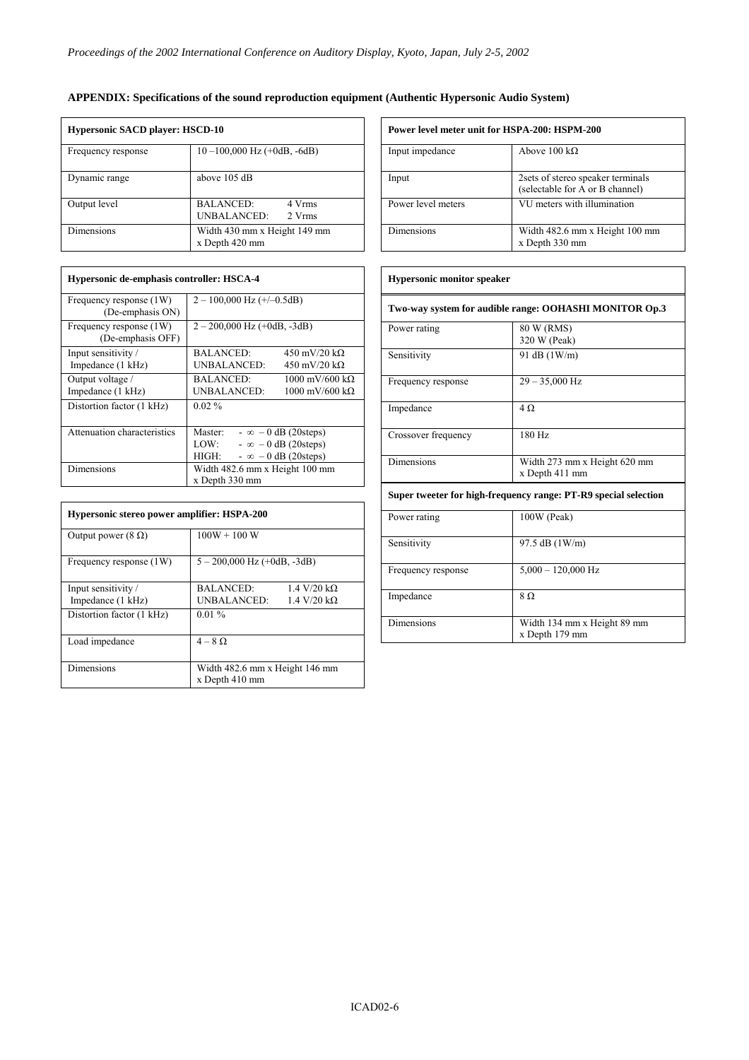## APPENDIX: Specifications of the sound reproduction equipment (Authentic Hypersonic Audio System)

| **Hypersonic SACD player: HSCD-10** | |
|---|---|
| Frequency response | 10 –100,000 Hz (+0dB, -6dB) |
| Dynamic range | above 105 dB |
| Output level | BALANCED: 4 Vrms<br>UNBALANCED: 2 Vrms |
| Dimensions | Width 430 mm x Height 149 mm x Depth 420 mm |

| **Hypersonic de-emphasis controller: HSCA-4** | |
|---|---|
| Frequency response (1W) (De-emphasis ON) | 2 – 100,000 Hz (+/–0.5dB) |
| Frequency response (1W) (De-emphasis OFF) | 2 – 200,000 Hz (+0dB, -3dB) |
| Input sensitivity / Impedance (1 kHz) | BALANCED: 450 mV/20 kΩ<br>UNBALANCED: 450 mV/20 kΩ |
| Output voltage / Impedance (1 kHz) | BALANCED: 1000 mV/600 kΩ<br>UNBALANCED: 1000 mV/600 kΩ |
| Distortion factor (1 kHz) | 0.02 % |
| Attenuation characteristics | Master: - ∞ – 0 dB (20steps)<br>LOW: - ∞ – 0 dB (20steps)<br>HIGH: - ∞ – 0 dB (20steps) |
| Dimensions | Width 482.6 mm x Height 100 mm x Depth 330 mm |

| **Hypersonic stereo power amplifier: HSPA-200** | |
|---|---|
| Output power (8 Ω) | 100W + 100 W |
| Frequency response (1W) | 5 – 200,000 Hz (+0dB, -3dB) |
| Input sensitivity / Impedance (1 kHz) | BALANCED: 1.4 V/20 kΩ<br>UNBALANCED: 1.4 V/20 kΩ |
| Distortion factor (1 kHz) | 0.01 % |
| Load impedance | 4 – 8 Ω |
| Dimensions | Width 482.6 mm x Height 146 mm x Depth 410 mm |

| **Power level meter unit for HSPA-200: HSPM-200** | |
|---|---|
| Input impedance | Above 100 kΩ |
| Input | 2sets of stereo speaker terminals (selectable for A or B channel) |
| Power level meters | VU meters with illumination |
| Dimensions | Width 482.6 mm x Height 100 mm x Depth 330 mm |

| **Hypersonic monitor speaker** | |
|---|---|
| **Two-way system for audible range: OOHASHI MONITOR Op.3** | |
| Power rating | 80 W (RMS)<br>320 W (Peak) |
| Sensitivity | 91 dB (1W/m) |
| Frequency response | 29 – 35,000 Hz |
| Impedance | 4 Ω |
| Crossover frequency | 180 Hz |
| Dimensions | Width 273 mm x Height 620 mm x Depth 411 mm |
| **Super tweeter for high-frequency range: PT-R9 special selection** | |
| Power rating | 100W (Peak) |
| Sensitivity | 97.5 dB (1W/m) |
| Frequency response | 5,000 – 120,000 Hz |
| Impedance | 8 Ω |
| Dimensions | Width 134 mm x Height 89 mm x Depth 179 mm |